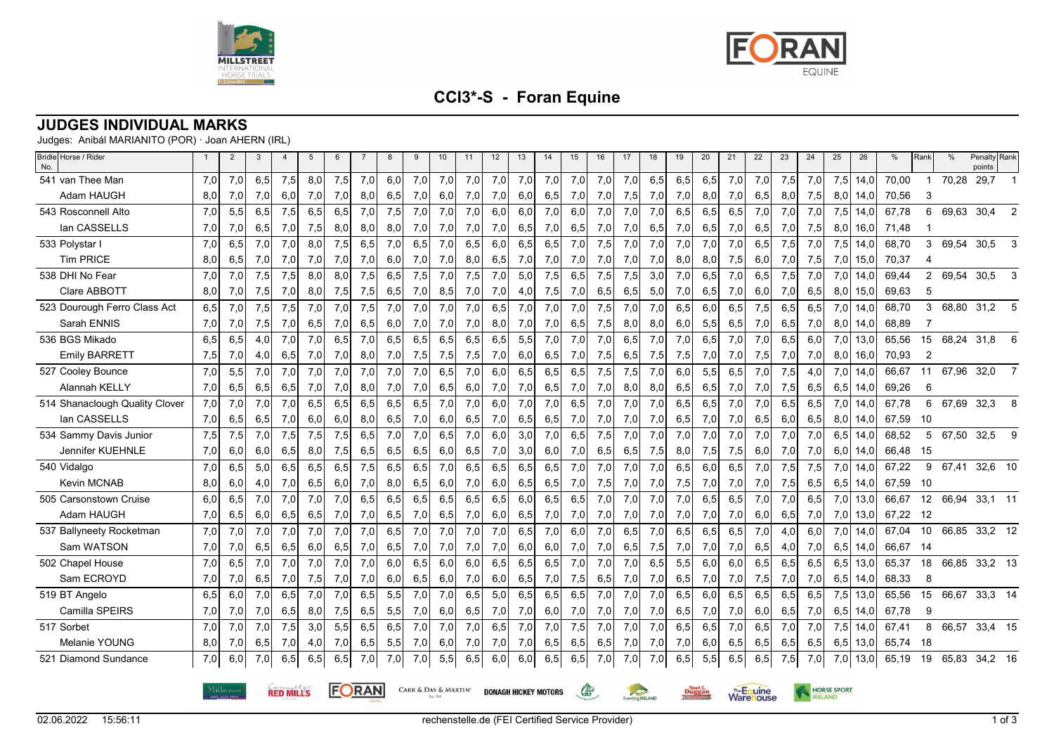# CCI3*-S - Foran Equine

## JUDGES INDIVIDUAL MARKS

Judges: Anibál MARIANITO (POR) · Joan AHERN (IRL)

| Bridle No. | Horse / Rider | 1 | 2 | 3 | 4 | 5 | 6 | 7 | 8 | 9 | 10 | 11 | 12 | 13 | 14 | 15 | 16 | 17 | 18 | 19 | 20 | 21 | 22 | 23 | 24 | 25 | 26 | % | Rank | % | Penalty points | Rank |
|---|---|---|---|---|---|---|---|---|---|---|---|---|---|---|---|---|---|---|---|---|---|---|---|---|---|---|---|---|---|---|---|---|
| 541 | van Thee Man | 7,0 | 7,0 | 6,5 | 7,5 | 8,0 | 7,5 | 7,0 | 6,0 | 7,0 | 7,0 | 7,0 | 7,0 | 7,0 | 7,0 | 7,0 | 7,0 | 7,0 | 6,5 | 6,5 | 6,5 | 7,0 | 7,0 | 7,5 | 7,0 | 7,5 | 14,0 | 70,00 | 1 | 70,28 | 29,7 | 1 |
| | Adam HAUGH | 8,0 | 7,0 | 7,0 | 6,0 | 7,0 | 7,0 | 8,0 | 6,5 | 7,0 | 6,0 | 7,0 | 7,0 | 6,0 | 6,5 | 7,0 | 7,0 | 7,5 | 7,0 | 7,0 | 8,0 | 7,0 | 6,5 | 8,0 | 7,5 | 8,0 | 14,0 | 70,56 | 3 | | | |
| 543 | Rosconnell Alto | 7,0 | 5,5 | 6,5 | 7,5 | 6,5 | 6,5 | 7,0 | 7,5 | 7,0 | 7,0 | 7,0 | 6,0 | 6,0 | 7,0 | 6,0 | 7,0 | 7,0 | 7,0 | 6,5 | 6,5 | 6,5 | 7,0 | 7,0 | 7,0 | 7,5 | 14,0 | 67,78 | 6 | 69,63 | 30,4 | 2 |
| | Ian CASSELLS | 7,0 | 7,0 | 6,5 | 7,0 | 7,5 | 8,0 | 8,0 | 8,0 | 7,0 | 7,0 | 7,0 | 7,0 | 6,5 | 7,0 | 6,5 | 7,0 | 7,0 | 6,5 | 7,0 | 6,5 | 7,0 | 6,5 | 7,0 | 7,5 | 8,0 | 16,0 | 71,48 | 1 | | | |
| 533 | Polystar I | 7,0 | 6,5 | 7,0 | 7,0 | 8,0 | 7,5 | 6,5 | 7,0 | 6,5 | 7,0 | 6,5 | 6,0 | 6,5 | 6,5 | 7,0 | 7,5 | 7,0 | 7,0 | 7,0 | 7,0 | 7,0 | 6,5 | 7,5 | 7,0 | 7,5 | 14,0 | 68,70 | 3 | 69,54 | 30,5 | 3 |
| | Tim PRICE | 8,0 | 6,5 | 7,0 | 7,0 | 7,0 | 7,0 | 7,0 | 6,0 | 7,0 | 7,0 | 8,0 | 6,5 | 7,0 | 7,0 | 7,0 | 7,0 | 7,0 | 7,0 | 8,0 | 8,0 | 7,5 | 6,0 | 7,0 | 7,5 | 7,0 | 15,0 | 70,37 | 4 | | | |
| 538 | DHI No Fear | 7,0 | 7,0 | 7,5 | 7,5 | 8,0 | 8,0 | 7,5 | 6,5 | 7,5 | 7,0 | 7,5 | 7,0 | 5,0 | 7,5 | 6,5 | 7,5 | 7,5 | 3,0 | 7,0 | 6,5 | 7,0 | 6,5 | 7,5 | 7,0 | 7,0 | 14,0 | 69,44 | 2 | 69,54 | 30,5 | 3 |
| | Clare ABBOTT | 8,0 | 7,0 | 7,5 | 7,0 | 8,0 | 7,5 | 7,5 | 6,5 | 7,0 | 8,5 | 7,0 | 7,0 | 4,0 | 7,5 | 7,0 | 6,5 | 6,5 | 5,0 | 7,0 | 6,5 | 7,0 | 6,0 | 7,0 | 6,5 | 8,0 | 15,0 | 69,63 | 5 | | | |
| 523 | Dourough Ferro Class Act | 6,5 | 7,0 | 7,5 | 7,5 | 7,0 | 7,0 | 7,5 | 7,0 | 7,0 | 7,0 | 7,0 | 6,5 | 7,0 | 7,0 | 7,0 | 7,5 | 7,0 | 7,0 | 6,5 | 6,0 | 6,5 | 7,5 | 6,5 | 6,5 | 7,0 | 14,0 | 68,70 | 3 | 68,80 | 31,2 | 5 |
| | Sarah ENNIS | 7,0 | 7,0 | 7,5 | 7,0 | 6,5 | 7,0 | 6,5 | 6,0 | 7,0 | 7,0 | 7,0 | 8,0 | 7,0 | 7,0 | 6,5 | 7,5 | 8,0 | 8,0 | 6,0 | 5,5 | 6,5 | 7,0 | 6,5 | 7,0 | 8,0 | 14,0 | 68,89 | 7 | | | |
| 536 | BGS Mikado | 6,5 | 6,5 | 4,0 | 7,0 | 7,0 | 6,5 | 7,0 | 6,5 | 6,5 | 6,5 | 6,5 | 6,5 | 5,5 | 7,0 | 7,0 | 7,0 | 6,5 | 7,0 | 7,0 | 6,5 | 7,0 | 7,0 | 6,5 | 6,0 | 7,0 | 13,0 | 65,56 | 15 | 68,24 | 31,8 | 6 |
| | Emily BARRETT | 7,5 | 7,0 | 4,0 | 6,5 | 7,0 | 7,0 | 8,0 | 7,0 | 7,5 | 7,5 | 7,5 | 7,0 | 6,0 | 6,5 | 7,0 | 7,5 | 6,5 | 7,5 | 7,5 | 7,0 | 7,0 | 7,5 | 7,0 | 7,0 | 8,0 | 16,0 | 70,93 | 2 | | | |
| 527 | Cooley Bounce | 7,0 | 5,5 | 7,0 | 7,0 | 7,0 | 7,0 | 7,0 | 7,0 | 7,0 | 6,5 | 7,0 | 6,0 | 6,5 | 6,5 | 6,5 | 7,5 | 7,5 | 7,0 | 6,0 | 5,5 | 6,5 | 7,0 | 7,5 | 4,0 | 7,0 | 14,0 | 66,67 | 11 | 67,96 | 32,0 | 7 |
| | Alannah KELLY | 7,0 | 6,5 | 6,5 | 6,5 | 7,0 | 7,0 | 8,0 | 7,0 | 7,0 | 6,5 | 6,0 | 7,0 | 7,0 | 6,5 | 7,0 | 7,0 | 8,0 | 8,0 | 6,5 | 6,5 | 7,0 | 7,0 | 7,5 | 6,5 | 6,5 | 14,0 | 69,26 | 6 | | | |
| 514 | Shanaclough Quality Clover | 7,0 | 7,0 | 7,0 | 7,0 | 6,5 | 6,5 | 6,5 | 6,5 | 6,5 | 7,0 | 7,0 | 6,0 | 7,0 | 7,0 | 6,5 | 7,0 | 7,0 | 7,0 | 6,5 | 6,5 | 7,0 | 7,0 | 6,5 | 6,5 | 7,0 | 14,0 | 67,78 | 6 | 67,69 | 32,3 | 8 |
| | Ian CASSELLS | 7,0 | 6,5 | 6,5 | 7,0 | 6,0 | 6,0 | 8,0 | 6,5 | 7,0 | 6,0 | 6,5 | 7,0 | 6,5 | 6,5 | 7,0 | 7,0 | 7,0 | 7,0 | 6,5 | 7,0 | 7,0 | 6,5 | 6,0 | 6,5 | 8,0 | 14,0 | 67,59 | 10 | | | |
| 534 | Sammy Davis Junior | 7,5 | 7,5 | 7,0 | 7,5 | 7,5 | 7,5 | 6,5 | 7,0 | 7,0 | 6,5 | 7,0 | 6,0 | 3,0 | 7,0 | 6,5 | 7,5 | 7,0 | 7,0 | 7,0 | 7,0 | 7,0 | 7,0 | 7,0 | 7,0 | 6,5 | 14,0 | 68,52 | 5 | 67,50 | 32,5 | 9 |
| | Jennifer KUEHNLE | 7,0 | 6,0 | 6,0 | 6,5 | 8,0 | 7,5 | 6,5 | 6,5 | 6,5 | 6,0 | 6,5 | 7,0 | 3,0 | 6,0 | 7,0 | 6,5 | 6,5 | 7,5 | 8,0 | 7,5 | 7,5 | 6,0 | 7,0 | 7,0 | 6,0 | 14,0 | 66,48 | 15 | | | |
| 540 | Vidalgo | 7,0 | 6,5 | 5,0 | 6,5 | 6,5 | 6,5 | 7,5 | 6,5 | 6,5 | 7,0 | 6,5 | 6,5 | 6,5 | 6,5 | 7,0 | 7,0 | 7,0 | 7,0 | 6,5 | 6,0 | 6,5 | 7,0 | 7,5 | 7,5 | 7,0 | 14,0 | 67,22 | 9 | 67,41 | 32,6 | 10 |
| | Kevin MCNAB | 8,0 | 6,0 | 4,0 | 7,0 | 6,5 | 6,0 | 7,0 | 8,0 | 6,5 | 6,0 | 7,0 | 6,0 | 6,5 | 6,5 | 7,0 | 7,5 | 7,0 | 7,0 | 7,5 | 7,0 | 7,0 | 7,0 | 7,5 | 6,5 | 6,5 | 14,0 | 67,59 | 10 | | | |
| 505 | Carsonstown Cruise | 6,0 | 6,5 | 7,0 | 7,0 | 7,0 | 7,0 | 6,5 | 6,5 | 6,5 | 6,5 | 6,5 | 6,5 | 6,0 | 6,5 | 6,5 | 7,0 | 7,0 | 7,0 | 7,0 | 6,5 | 6,5 | 7,0 | 7,0 | 6,5 | 7,0 | 13,0 | 66,67 | 12 | 66,94 | 33,1 | 11 |
| | Adam HAUGH | 7,0 | 6,5 | 6,0 | 6,5 | 6,5 | 7,0 | 7,0 | 6,5 | 7,0 | 6,5 | 7,0 | 6,0 | 6,5 | 7,0 | 7,0 | 7,0 | 7,0 | 7,0 | 7,0 | 7,0 | 7,0 | 6,0 | 6,5 | 7,0 | 7,0 | 13,0 | 67,22 | 12 | | | |
| 537 | Ballyneety Rocketman | 7,0 | 7,0 | 7,0 | 7,0 | 7,0 | 7,0 | 7,0 | 6,5 | 7,0 | 7,0 | 7,0 | 7,0 | 6,5 | 7,0 | 6,0 | 7,0 | 6,5 | 7,0 | 6,5 | 6,5 | 6,5 | 7,0 | 4,0 | 6,0 | 7,0 | 14,0 | 67,04 | 10 | 66,85 | 33,2 | 12 |
| | Sam WATSON | 7,0 | 7,0 | 6,5 | 6,5 | 6,0 | 6,5 | 7,0 | 6,5 | 7,0 | 7,0 | 7,0 | 7,0 | 6,0 | 6,0 | 7,0 | 7,0 | 6,5 | 7,5 | 7,0 | 7,0 | 7,0 | 6,5 | 4,0 | 7,0 | 6,5 | 14,0 | 66,67 | 14 | | | |
| 502 | Chapel House | 7,0 | 6,5 | 7,0 | 7,0 | 7,0 | 7,0 | 7,0 | 6,0 | 6,5 | 6,0 | 6,0 | 6,5 | 6,5 | 6,5 | 7,0 | 7,0 | 7,0 | 6,5 | 5,5 | 6,0 | 6,0 | 6,5 | 6,5 | 6,5 | 6,5 | 13,0 | 65,37 | 18 | 66,85 | 33,2 | 13 |
| | Sam ECROYD | 7,0 | 7,0 | 6,5 | 7,0 | 7,5 | 7,0 | 7,0 | 6,0 | 6,5 | 6,0 | 7,0 | 6,0 | 6,5 | 7,0 | 7,5 | 6,5 | 7,0 | 7,0 | 6,5 | 7,0 | 7,0 | 7,5 | 7,0 | 7,0 | 6,5 | 14,0 | 68,33 | 8 | | | |
| 519 | BT Angelo | 6,5 | 6,0 | 7,0 | 6,5 | 7,0 | 7,0 | 6,5 | 5,5 | 7,0 | 7,0 | 6,5 | 5,0 | 6,5 | 6,5 | 6,5 | 7,0 | 7,0 | 7,0 | 6,5 | 6,0 | 6,5 | 6,5 | 6,5 | 6,5 | 7,5 | 13,0 | 65,56 | 15 | 66,67 | 33,3 | 14 |
| | Camilla SPEIRS | 7,0 | 7,0 | 7,0 | 6,5 | 8,0 | 7,5 | 6,5 | 5,5 | 7,0 | 6,0 | 6,5 | 7,0 | 7,0 | 6,0 | 7,0 | 7,0 | 7,0 | 7,0 | 6,5 | 7,0 | 7,0 | 6,0 | 6,5 | 7,0 | 6,5 | 14,0 | 67,78 | 9 | | | |
| 517 | Sorbet | 7,0 | 7,0 | 7,0 | 7,5 | 3,0 | 5,5 | 6,5 | 6,5 | 7,0 | 7,0 | 7,0 | 6,5 | 7,0 | 7,0 | 7,5 | 7,0 | 7,0 | 7,0 | 6,5 | 6,5 | 7,0 | 6,5 | 7,0 | 7,0 | 7,5 | 14,0 | 67,41 | 8 | 66,57 | 33,4 | 15 |
| | Melanie YOUNG | 8,0 | 7,0 | 6,5 | 7,0 | 4,0 | 7,0 | 6,5 | 5,5 | 7,0 | 6,0 | 7,0 | 7,0 | 7,0 | 6,5 | 6,5 | 6,5 | 7,0 | 7,0 | 7,0 | 6,0 | 6,5 | 6,5 | 6,5 | 6,5 | 6,5 | 13,0 | 65,74 | 18 | | | |
| 521 | Diamond Sundance | 7,0 | 6,0 | 7,0 | 6,5 | 6,5 | 6,5 | 7,0 | 7,0 | 7,0 | 5,5 | 6,5 | 6,0 | 6,0 | 6,5 | 6,5 | 7,0 | 7,0 | 7,0 | 6,5 | 5,5 | 6,5 | 6,5 | 7,5 | 7,0 | 7,0 | 13,0 | 65,19 | 19 | 65,83 | 34,2 | 16 |

02.06.2022 15:56:11 rechenstelle.de (FEI Certified Service Provider)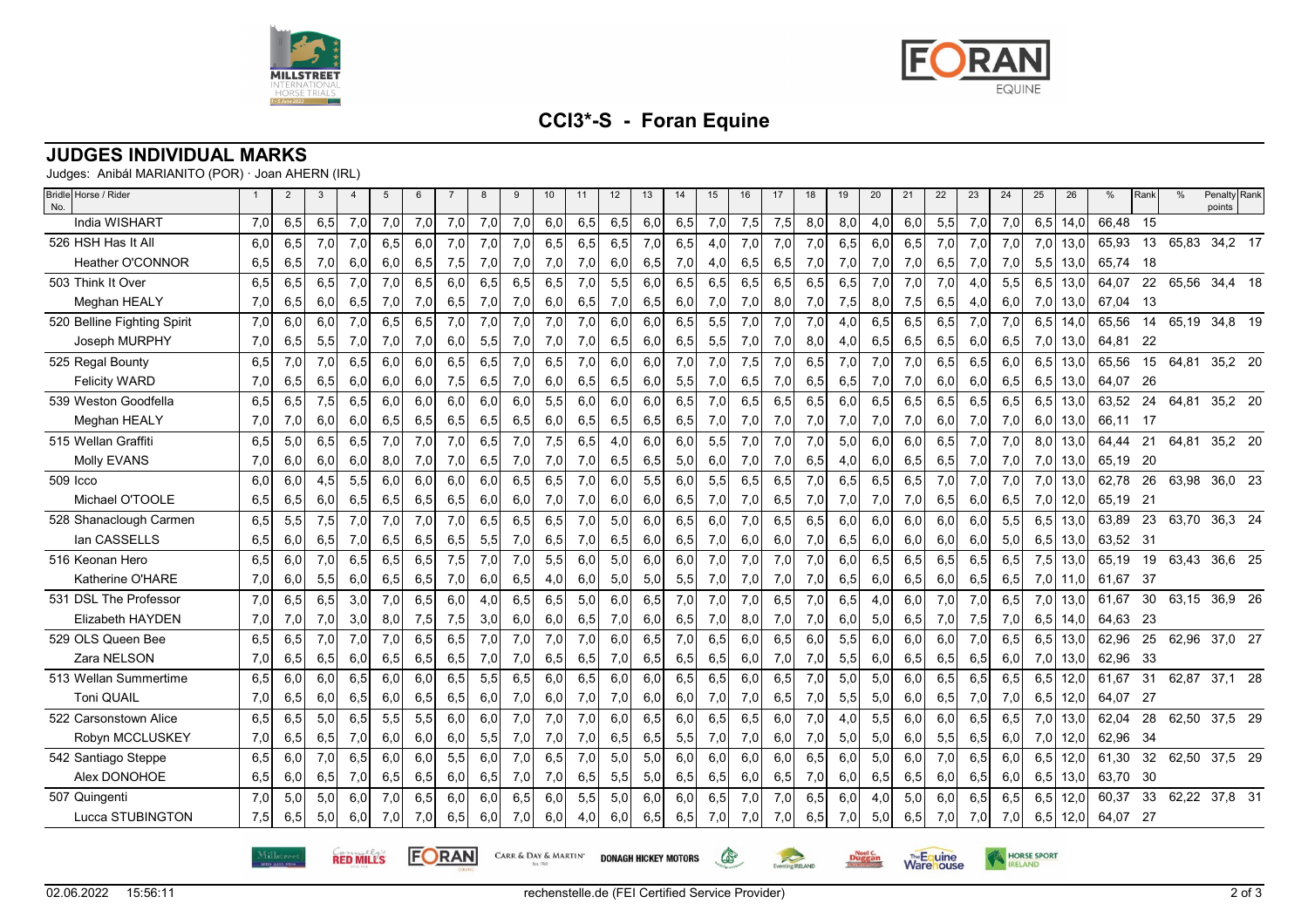# CCI3*-S - Foran Equine

## JUDGES INDIVIDUAL MARKS

Judges: Anibál MARIANITO (POR) · Joan AHERN (IRL)

| Bridle No. | Horse / Rider | 1 | 2 | 3 | 4 | 5 | 6 | 7 | 8 | 9 | 10 | 11 | 12 | 13 | 14 | 15 | 16 | 17 | 18 | 19 | 20 | 21 | 22 | 23 | 24 | 25 | 26 | % | Rank | % | Penalty points | Rank |
|---|---|---|---|---|---|---|---|---|---|---|---|---|---|---|---|---|---|---|---|---|---|---|---|---|---|---|---|---|---|---|---|---|
| | India WISHART | 7,0 | 6,5 | 6,5 | 7,0 | 7,0 | 7,0 | 7,0 | 7,0 | 7,0 | 6,0 | 6,5 | 6,5 | 6,0 | 6,5 | 7,0 | 7,5 | 7,5 | 8,0 | 8,0 | 4,0 | 6,0 | 5,5 | 7,0 | 7,0 | 6,5 | 14,0 | 66,48 | 15 | | | |
| 526 | HSH Has It All | 6,0 | 6,5 | 7,0 | 7,0 | 6,5 | 6,0 | 7,0 | 7,0 | 7,0 | 6,5 | 6,5 | 6,5 | 7,0 | 6,5 | 4,0 | 7,0 | 7,0 | 7,0 | 6,5 | 6,0 | 6,5 | 7,0 | 7,0 | 7,0 | 7,0 | 13,0 | 65,93 | 13 | 65,83 | 34,2 | 17 |
| | Heather O'CONNOR | 6,5 | 6,5 | 7,0 | 6,0 | 6,0 | 6,5 | 7,5 | 7,0 | 7,0 | 7,0 | 7,0 | 6,0 | 6,5 | 7,0 | 4,0 | 6,5 | 6,5 | 7,0 | 7,0 | 7,0 | 7,0 | 6,5 | 7,0 | 7,0 | 5,5 | 13,0 | 65,74 | 18 | | | |
| 503 | Think It Over | 6,5 | 6,5 | 6,5 | 7,0 | 7,0 | 6,5 | 6,0 | 6,5 | 6,5 | 6,5 | 7,0 | 5,5 | 6,0 | 6,5 | 6,5 | 6,5 | 6,5 | 6,5 | 6,5 | 7,0 | 7,0 | 7,0 | 4,0 | 5,5 | 6,5 | 13,0 | 64,07 | 22 | 65,56 | 34,4 | 18 |
| | Meghan HEALY | 7,0 | 6,5 | 6,0 | 6,5 | 7,0 | 7,0 | 6,5 | 7,0 | 7,0 | 6,0 | 6,5 | 7,0 | 6,5 | 6,0 | 7,0 | 7,0 | 8,0 | 7,0 | 7,5 | 8,0 | 7,5 | 6,5 | 4,0 | 6,0 | 7,0 | 13,0 | 67,04 | 13 | | | |
| 520 | Belline Fighting Spirit | 7,0 | 6,0 | 6,0 | 7,0 | 6,5 | 6,5 | 7,0 | 7,0 | 7,0 | 7,0 | 7,0 | 6,0 | 6,0 | 6,5 | 5,5 | 7,0 | 7,0 | 7,0 | 4,0 | 6,5 | 6,5 | 6,5 | 7,0 | 7,0 | 6,5 | 14,0 | 65,56 | 14 | 65,19 | 34,8 | 19 |
| | Joseph MURPHY | 7,0 | 6,5 | 5,5 | 7,0 | 7,0 | 7,0 | 6,0 | 5,5 | 7,0 | 7,0 | 7,0 | 6,5 | 6,0 | 6,5 | 5,5 | 7,0 | 7,0 | 8,0 | 4,0 | 6,5 | 6,5 | 6,5 | 6,0 | 6,5 | 7,0 | 13,0 | 64,81 | 22 | | | |
| 525 | Regal Bounty | 6,5 | 7,0 | 7,0 | 6,5 | 6,0 | 6,0 | 6,5 | 6,5 | 7,0 | 6,5 | 7,0 | 6,0 | 6,0 | 7,0 | 7,0 | 7,5 | 7,0 | 6,5 | 7,0 | 7,0 | 7,0 | 6,5 | 6,5 | 6,0 | 6,5 | 13,0 | 65,56 | 15 | 64,81 | 35,2 | 20 |
| | Felicity WARD | 7,0 | 6,5 | 6,5 | 6,0 | 6,0 | 6,0 | 7,5 | 6,5 | 7,0 | 6,0 | 6,5 | 6,5 | 6,0 | 5,5 | 7,0 | 6,5 | 7,0 | 6,5 | 6,5 | 7,0 | 7,0 | 6,0 | 6,0 | 6,5 | 6,5 | 13,0 | 64,07 | 26 | | | |
| 539 | Weston Goodfella | 6,5 | 6,5 | 7,5 | 6,5 | 6,0 | 6,0 | 6,0 | 6,0 | 6,0 | 5,5 | 6,0 | 6,0 | 6,0 | 6,5 | 7,0 | 6,5 | 6,5 | 6,5 | 6,0 | 6,5 | 6,5 | 6,5 | 6,5 | 6,5 | 6,5 | 13,0 | 63,52 | 24 | 64,81 | 35,2 | 20 |
| | Meghan HEALY | 7,0 | 7,0 | 6,0 | 6,0 | 6,5 | 6,5 | 6,5 | 6,5 | 6,5 | 6,0 | 6,5 | 6,5 | 6,5 | 6,5 | 7,0 | 7,0 | 7,0 | 7,0 | 7,0 | 7,0 | 7,0 | 6,0 | 7,0 | 7,0 | 6,0 | 13,0 | 66,11 | 17 | | | |
| 515 | Wellan Graffiti | 6,5 | 5,0 | 6,5 | 6,5 | 7,0 | 7,0 | 7,0 | 6,5 | 7,0 | 7,5 | 6,5 | 4,0 | 6,0 | 6,0 | 5,5 | 7,0 | 7,0 | 7,0 | 5,0 | 6,0 | 6,0 | 6,5 | 7,0 | 7,0 | 8,0 | 13,0 | 64,44 | 21 | 64,81 | 35,2 | 20 |
| | Molly EVANS | 7,0 | 6,0 | 6,0 | 6,0 | 8,0 | 7,0 | 7,0 | 6,5 | 7,0 | 7,0 | 7,0 | 6,5 | 6,5 | 5,0 | 6,0 | 7,0 | 7,0 | 6,5 | 4,0 | 6,0 | 6,5 | 6,5 | 7,0 | 7,0 | 7,0 | 13,0 | 65,19 | 20 | | | |
| 509 | Icco | 6,0 | 6,0 | 4,5 | 5,5 | 6,0 | 6,0 | 6,0 | 6,0 | 6,5 | 6,5 | 7,0 | 6,0 | 5,5 | 6,0 | 5,5 | 6,5 | 6,5 | 7,0 | 6,5 | 6,5 | 6,5 | 7,0 | 7,0 | 7,0 | 7,0 | 13,0 | 62,78 | 26 | 63,98 | 36,0 | 23 |
| | Michael O'TOOLE | 6,5 | 6,5 | 6,0 | 6,5 | 6,5 | 6,5 | 6,5 | 6,0 | 6,0 | 7,0 | 7,0 | 6,0 | 6,0 | 6,5 | 7,0 | 7,0 | 6,5 | 7,0 | 7,0 | 7,0 | 7,0 | 6,5 | 6,0 | 6,5 | 7,0 | 12,0 | 65,19 | 21 | | | |
| 528 | Shanaclough Carmen | 6,5 | 5,5 | 7,5 | 7,0 | 7,0 | 7,0 | 7,0 | 6,5 | 6,5 | 6,5 | 7,0 | 5,0 | 6,0 | 6,5 | 6,0 | 7,0 | 6,5 | 6,5 | 6,0 | 6,0 | 6,0 | 6,0 | 6,0 | 5,5 | 6,5 | 13,0 | 63,89 | 23 | 63,70 | 36,3 | 24 |
| | Ian CASSELLS | 6,5 | 6,0 | 6,5 | 7,0 | 6,5 | 6,5 | 6,5 | 5,5 | 7,0 | 6,5 | 7,0 | 6,5 | 6,0 | 6,5 | 7,0 | 6,0 | 6,0 | 7,0 | 6,5 | 6,0 | 6,0 | 6,0 | 6,0 | 5,0 | 6,5 | 13,0 | 63,52 | 31 | | | |
| 516 | Keonan Hero | 6,5 | 6,0 | 7,0 | 6,5 | 6,5 | 6,5 | 7,5 | 7,0 | 7,0 | 5,5 | 6,0 | 5,0 | 6,0 | 6,0 | 7,0 | 7,0 | 7,0 | 7,0 | 6,0 | 6,5 | 6,5 | 6,5 | 6,5 | 6,5 | 7,5 | 13,0 | 65,19 | 19 | 63,43 | 36,6 | 25 |
| | Katherine O'HARE | 7,0 | 6,0 | 5,5 | 6,0 | 6,5 | 6,5 | 7,0 | 6,0 | 6,5 | 4,0 | 6,0 | 5,0 | 5,0 | 5,5 | 7,0 | 7,0 | 7,0 | 7,0 | 6,5 | 6,0 | 6,5 | 6,0 | 6,5 | 6,5 | 7,0 | 11,0 | 61,67 | 37 | | | |
| 531 | DSL The Professor | 7,0 | 6,5 | 6,5 | 3,0 | 7,0 | 6,5 | 6,0 | 4,0 | 6,5 | 6,5 | 5,0 | 6,0 | 6,5 | 7,0 | 7,0 | 7,0 | 6,5 | 7,0 | 6,5 | 4,0 | 6,0 | 7,0 | 7,0 | 6,5 | 7,0 | 13,0 | 61,67 | 30 | 63,15 | 36,9 | 26 |
| | Elizabeth HAYDEN | 7,0 | 7,0 | 7,0 | 3,0 | 8,0 | 7,5 | 7,5 | 3,0 | 6,0 | 6,0 | 6,5 | 7,0 | 6,0 | 6,5 | 7,0 | 8,0 | 7,0 | 7,0 | 6,0 | 5,0 | 6,5 | 7,0 | 7,5 | 7,0 | 6,5 | 14,0 | 64,63 | 23 | | | |
| 529 | OLS Queen Bee | 6,5 | 6,5 | 7,0 | 7,0 | 7,0 | 6,5 | 6,5 | 7,0 | 7,0 | 7,0 | 7,0 | 6,0 | 6,5 | 7,0 | 6,5 | 6,0 | 6,5 | 6,0 | 5,5 | 6,0 | 6,0 | 6,0 | 7,0 | 6,5 | 6,5 | 13,0 | 62,96 | 25 | 62,96 | 37,0 | 27 |
| | Zara NELSON | 7,0 | 6,5 | 6,5 | 6,0 | 6,5 | 6,5 | 6,5 | 7,0 | 7,0 | 6,5 | 6,5 | 7,0 | 6,5 | 6,5 | 6,5 | 6,0 | 7,0 | 7,0 | 5,5 | 6,0 | 6,5 | 6,5 | 6,5 | 6,0 | 7,0 | 13,0 | 62,96 | 33 | | | |
| 513 | Wellan Summertime | 6,5 | 6,0 | 6,0 | 6,5 | 6,0 | 6,0 | 6,5 | 5,5 | 6,5 | 6,0 | 6,5 | 6,0 | 6,0 | 6,5 | 6,5 | 6,0 | 6,5 | 7,0 | 5,0 | 5,0 | 6,0 | 6,5 | 6,5 | 6,5 | 6,5 | 12,0 | 61,67 | 31 | 62,87 | 37,1 | 28 |
| | Toni QUAIL | 7,0 | 6,5 | 6,0 | 6,5 | 6,0 | 6,5 | 6,5 | 6,0 | 7,0 | 6,0 | 7,0 | 7,0 | 6,0 | 6,0 | 7,0 | 7,0 | 6,5 | 7,0 | 5,5 | 5,0 | 6,0 | 6,5 | 7,0 | 7,0 | 6,5 | 12,0 | 64,07 | 27 | | | |
| 522 | Carsonstown Alice | 6,5 | 6,5 | 5,0 | 6,5 | 5,5 | 5,5 | 6,0 | 6,0 | 7,0 | 7,0 | 7,0 | 6,0 | 6,5 | 6,0 | 6,5 | 6,5 | 6,0 | 7,0 | 4,0 | 5,5 | 6,0 | 6,0 | 6,5 | 6,5 | 7,0 | 13,0 | 62,04 | 28 | 62,50 | 37,5 | 29 |
| | Robyn MCCLUSKEY | 7,0 | 6,5 | 6,5 | 7,0 | 6,0 | 6,0 | 6,0 | 5,5 | 7,0 | 7,0 | 7,0 | 6,5 | 6,5 | 5,5 | 7,0 | 7,0 | 6,0 | 7,0 | 5,0 | 5,0 | 6,0 | 5,5 | 6,5 | 6,0 | 7,0 | 12,0 | 62,96 | 34 | | | |
| 542 | Santiago Steppe | 6,5 | 6,0 | 7,0 | 6,5 | 6,0 | 6,0 | 5,5 | 6,0 | 7,0 | 6,5 | 7,0 | 5,0 | 5,0 | 6,0 | 6,0 | 6,0 | 6,0 | 6,5 | 6,0 | 5,0 | 6,0 | 7,0 | 6,5 | 6,0 | 6,5 | 12,0 | 61,30 | 32 | 62,50 | 37,5 | 29 |
| | Alex DONOHOE | 6,5 | 6,0 | 6,5 | 7,0 | 6,5 | 6,5 | 6,0 | 6,5 | 7,0 | 7,0 | 6,5 | 5,5 | 5,0 | 6,5 | 6,5 | 6,0 | 6,5 | 7,0 | 6,0 | 6,5 | 6,5 | 6,0 | 6,5 | 6,0 | 6,5 | 13,0 | 63,70 | 30 | | | |
| 507 | Quingenti | 7,0 | 5,0 | 5,0 | 6,0 | 7,0 | 6,5 | 6,0 | 6,0 | 6,5 | 6,0 | 5,5 | 5,0 | 6,0 | 6,0 | 6,5 | 7,0 | 7,0 | 6,5 | 6,0 | 4,0 | 5,0 | 6,0 | 6,5 | 6,5 | 6,5 | 12,0 | 60,37 | 33 | 62,22 | 37,8 | 31 |
| | Lucca STUBINGTON | 7,5 | 6,5 | 5,0 | 6,0 | 7,0 | 7,0 | 6,5 | 6,0 | 7,0 | 6,0 | 4,0 | 6,0 | 6,5 | 6,5 | 7,0 | 7,0 | 7,0 | 6,5 | 7,0 | 5,0 | 6,5 | 7,0 | 7,0 | 7,0 | 6,5 | 12,0 | 64,07 | 27 | | | |

02.06.2022 15:56:11 — rechenstelle.de (FEI Certified Service Provider)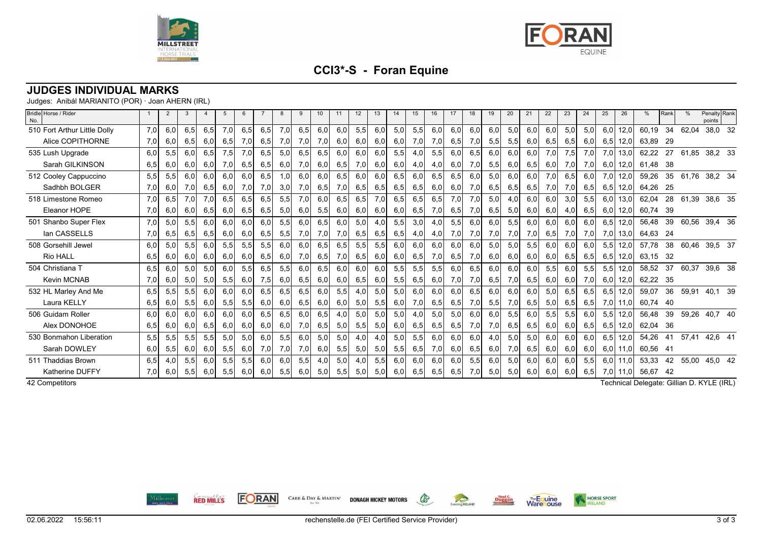# CCI3*-S - Foran Equine

## JUDGES INDIVIDUAL MARKS

Judges: Anibál MARIANITO (POR) · Joan AHERN (IRL)

| Bridle No. | Horse / Rider | 1 | 2 | 3 | 4 | 5 | 6 | 7 | 8 | 9 | 10 | 11 | 12 | 13 | 14 | 15 | 16 | 17 | 18 | 19 | 20 | 21 | 22 | 23 | 24 | 25 | 26 | % | Rank | % | Penalty points | Rank |
|---|---|---|---|---|---|---|---|---|---|---|---|---|---|---|---|---|---|---|---|---|---|---|---|---|---|---|---|---|---|---|---|---|
| 510 | Fort Arthur Little Dolly | 7,0 | 6,0 | 6,5 | 6,5 | 7,0 | 6,5 | 6,5 | 7,0 | 6,5 | 6,0 | 6,0 | 5,5 | 6,0 | 5,0 | 5,5 | 6,0 | 6,0 | 6,0 | 6,0 | 5,0 | 6,0 | 6,0 | 5,0 | 5,0 | 6,0 | 12,0 | 60,19 | 34 | 62,04 | 38,0 | 32 |
| | Alice COPITHORNE | 7,0 | 6,0 | 6,5 | 6,0 | 6,5 | 7,0 | 6,5 | 7,0 | 7,0 | 7,0 | 6,0 | 6,0 | 6,0 | 6,0 | 7,0 | 7,0 | 6,5 | 7,0 | 5,5 | 5,5 | 6,0 | 6,5 | 6,5 | 6,0 | 6,5 | 12,0 | 63,89 | 29 | | | |
| 535 | Lush Upgrade | 6,0 | 5,5 | 6,0 | 6,5 | 7,5 | 7,0 | 6,5 | 5,0 | 6,5 | 6,5 | 6,0 | 6,0 | 6,0 | 5,5 | 4,0 | 5,5 | 6,0 | 6,5 | 6,0 | 6,0 | 6,0 | 7,0 | 7,5 | 7,0 | 7,0 | 13,0 | 62,22 | 27 | 61,85 | 38,2 | 33 |
| | Sarah GILKINSON | 6,5 | 6,0 | 6,0 | 6,0 | 7,0 | 6,5 | 6,5 | 6,0 | 7,0 | 6,0 | 6,5 | 7,0 | 6,0 | 6,0 | 4,0 | 4,0 | 6,0 | 7,0 | 5,5 | 6,0 | 6,5 | 6,0 | 7,0 | 7,0 | 6,0 | 12,0 | 61,48 | 38 | | | |
| 512 | Cooley Cappuccino | 5,5 | 5,5 | 6,0 | 6,0 | 6,0 | 6,0 | 6,5 | 1,0 | 6,0 | 6,0 | 6,5 | 6,0 | 6,0 | 6,5 | 6,0 | 6,5 | 6,5 | 6,0 | 5,0 | 6,0 | 6,0 | 7,0 | 6,5 | 6,0 | 7,0 | 12,0 | 59,26 | 35 | 61,76 | 38,2 | 34 |
| | Sadhbh BOLGER | 7,0 | 6,0 | 7,0 | 6,5 | 6,0 | 7,0 | 7,0 | 3,0 | 7,0 | 6,5 | 7,0 | 6,5 | 6,5 | 6,5 | 6,5 | 6,0 | 6,0 | 7,0 | 6,5 | 6,5 | 6,5 | 7,0 | 7,0 | 6,5 | 6,5 | 12,0 | 64,26 | 25 | | | |
| 518 | Limestone Romeo | 7,0 | 6,5 | 7,0 | 7,0 | 6,5 | 6,5 | 6,5 | 5,5 | 7,0 | 6,0 | 6,5 | 6,5 | 7,0 | 6,5 | 6,5 | 6,5 | 7,0 | 7,0 | 5,0 | 4,0 | 6,0 | 6,0 | 3,0 | 5,5 | 6,0 | 13,0 | 62,04 | 28 | 61,39 | 38,6 | 35 |
| | Eleanor HOPE | 7,0 | 6,0 | 6,0 | 6,5 | 6,0 | 6,5 | 6,5 | 5,0 | 6,0 | 5,5 | 6,0 | 6,0 | 6,0 | 6,0 | 6,5 | 7,0 | 6,5 | 7,0 | 6,5 | 5,0 | 6,0 | 6,0 | 4,0 | 6,5 | 6,0 | 12,0 | 60,74 | 39 | | | |
| 501 | Shanbo Super Flex | 7,0 | 5,0 | 5,5 | 6,0 | 6,0 | 6,0 | 6,0 | 5,5 | 6,0 | 6,5 | 6,0 | 5,0 | 4,0 | 5,5 | 3,0 | 4,0 | 5,5 | 6,0 | 6,0 | 5,5 | 6,0 | 6,0 | 6,0 | 6,0 | 6,5 | 12,0 | 56,48 | 39 | 60,56 | 39,4 | 36 |
| | Ian CASSELLS | 7,0 | 6,5 | 6,5 | 6,5 | 6,0 | 6,0 | 6,5 | 5,5 | 7,0 | 7,0 | 7,0 | 6,5 | 6,5 | 6,5 | 4,0 | 4,0 | 7,0 | 7,0 | 7,0 | 7,0 | 7,0 | 6,5 | 7,0 | 7,0 | 7,0 | 13,0 | 64,63 | 24 | | | |
| 508 | Gorsehill Jewel | 6,0 | 5,0 | 5,5 | 6,0 | 5,5 | 5,5 | 5,5 | 6,0 | 6,0 | 6,5 | 6,5 | 5,5 | 5,5 | 6,0 | 6,0 | 6,0 | 6,0 | 6,0 | 5,0 | 5,0 | 5,5 | 6,0 | 6,0 | 6,0 | 5,5 | 12,0 | 57,78 | 38 | 60,46 | 39,5 | 37 |
| | Rio HALL | 6,5 | 6,0 | 6,0 | 6,0 | 6,0 | 6,0 | 6,5 | 6,0 | 7,0 | 6,5 | 7,0 | 6,5 | 6,0 | 6,0 | 6,5 | 7,0 | 6,5 | 7,0 | 6,0 | 6,0 | 6,0 | 6,0 | 6,5 | 6,5 | 6,5 | 12,0 | 63,15 | 32 | | | |
| 504 | Christiana T | 6,5 | 6,0 | 5,0 | 5,0 | 6,0 | 5,5 | 6,5 | 5,5 | 6,0 | 6,5 | 6,0 | 6,0 | 6,0 | 5,5 | 5,5 | 5,5 | 6,0 | 6,5 | 6,0 | 6,0 | 6,0 | 5,5 | 6,0 | 5,5 | 5,5 | 12,0 | 58,52 | 37 | 60,37 | 39,6 | 38 |
| | Kevin MCNAB | 7,0 | 6,0 | 5,0 | 5,0 | 5,5 | 6,0 | 7,5 | 6,0 | 6,5 | 6,0 | 6,0 | 6,5 | 6,0 | 5,5 | 6,5 | 6,0 | 7,0 | 7,0 | 6,5 | 7,0 | 6,5 | 6,0 | 6,0 | 7,0 | 6,0 | 12,0 | 62,22 | 35 | | | |
| 532 | HL Marley And Me | 6,5 | 5,5 | 5,5 | 6,0 | 6,0 | 6,0 | 6,5 | 6,5 | 6,5 | 6,0 | 5,5 | 4,0 | 5,0 | 5,0 | 6,0 | 6,0 | 6,0 | 6,5 | 6,0 | 6,0 | 6,0 | 5,0 | 6,5 | 6,5 | 6,5 | 12,0 | 59,07 | 36 | 59,91 | 40,1 | 39 |
| | Laura KELLY | 6,5 | 6,0 | 5,5 | 6,0 | 5,5 | 5,5 | 6,0 | 6,0 | 6,5 | 6,0 | 6,0 | 5,0 | 5,5 | 6,0 | 7,0 | 6,5 | 6,5 | 7,0 | 5,5 | 7,0 | 6,5 | 5,0 | 6,5 | 6,5 | 7,0 | 11,0 | 60,74 | 40 | | | |
| 506 | Guidam Roller | 6,0 | 6,0 | 6,0 | 6,0 | 6,0 | 6,0 | 6,5 | 6,5 | 6,0 | 6,5 | 4,0 | 5,0 | 5,0 | 5,0 | 4,0 | 5,0 | 5,0 | 6,0 | 6,0 | 5,5 | 6,0 | 5,5 | 5,5 | 6,0 | 5,5 | 12,0 | 56,48 | 39 | 59,26 | 40,7 | 40 |
| | Alex DONOHOE | 6,5 | 6,0 | 6,0 | 6,5 | 6,0 | 6,0 | 6,0 | 6,0 | 7,0 | 6,5 | 5,0 | 5,5 | 5,0 | 6,0 | 6,5 | 6,5 | 6,5 | 7,0 | 7,0 | 6,5 | 6,5 | 6,0 | 6,0 | 6,5 | 6,5 | 12,0 | 62,04 | 36 | | | |
| 530 | Bonmahon Liberation | 5,5 | 5,5 | 5,5 | 5,5 | 5,0 | 5,0 | 6,0 | 5,5 | 6,0 | 5,0 | 5,0 | 4,0 | 4,0 | 5,0 | 5,5 | 6,0 | 6,0 | 6,0 | 4,0 | 5,0 | 5,0 | 6,0 | 6,0 | 6,0 | 6,5 | 12,0 | 54,26 | 41 | 57,41 | 42,6 | 41 |
| | Sarah DOWLEY | 6,0 | 5,5 | 6,0 | 6,0 | 5,5 | 6,0 | 7,0 | 7,0 | 7,0 | 6,0 | 5,5 | 5,0 | 5,0 | 5,5 | 6,5 | 7,0 | 6,0 | 6,5 | 6,0 | 7,0 | 6,5 | 6,0 | 6,0 | 6,0 | 6,0 | 11,0 | 60,56 | 41 | | | |
| 511 | Thaddias Brown | 6,5 | 4,0 | 5,5 | 6,0 | 5,5 | 5,5 | 6,0 | 6,0 | 5,5 | 4,0 | 5,0 | 4,0 | 5,5 | 6,0 | 6,0 | 6,0 | 6,0 | 5,5 | 6,0 | 5,0 | 6,0 | 6,0 | 6,0 | 5,5 | 6,0 | 11,0 | 53,33 | 42 | 55,00 | 45,0 | 42 |
| | Katherine DUFFY | 7,0 | 6,0 | 5,5 | 6,0 | 5,5 | 6,0 | 6,0 | 5,5 | 6,0 | 5,0 | 5,5 | 5,0 | 5,0 | 6,0 | 6,5 | 6,5 | 6,5 | 7,0 | 5,0 | 5,0 | 6,0 | 6,0 | 6,0 | 6,5 | 7,0 | 11,0 | 56,67 | 42 | | | |

42 Competitors

Technical Delegate: Gillian D. KYLE (IRL)

02.06.2022 15:56:11 rechenstelle.de (FEI Certified Service Provider)